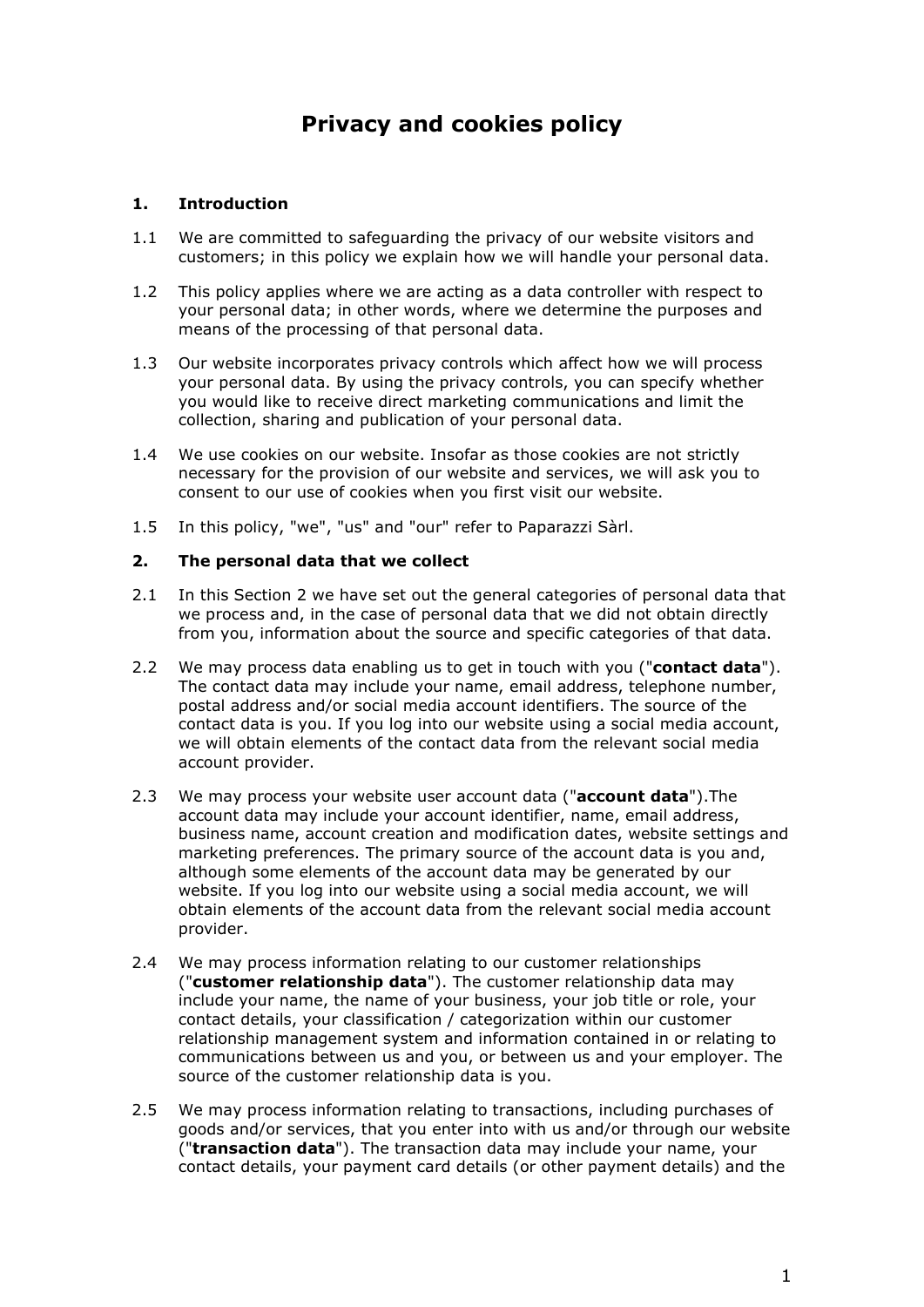# Privacy and cookies policy

## 1. Introduction

1.1 We are committed to safeguarding the privacy of our website visitors and customers; in this policy we explain how we will handle your personal data.

1.2 This policy applies where we are acting as a data controller with respect to your personal data; in other words, where we determine the purposes and means of the processing of that personal data.

1.3 Our website incorporates privacy controls which affect how we will process your personal data. By using the privacy controls, you can specify whether you would like to receive direct marketing communications and limit the collection, sharing and publication of your personal data.

1.4 We use cookies on our website. Insofar as those cookies are not strictly necessary for the provision of our website and services, we will ask you to consent to our use of cookies when you first visit our website.

1.5 In this policy, "we", "us" and "our" refer to Paparazzi Sàrl.

## 2. The personal data that we collect

2.1 In this Section 2 we have set out the general categories of personal data that we process and, in the case of personal data that we did not obtain directly from you, information about the source and specific categories of that data.

2.2 We may process data enabling us to get in touch with you ("**contact data**"). The contact data may include your name, email address, telephone number, postal address and/or social media account identifiers. The source of the contact data is you. If you log into our website using a social media account, we will obtain elements of the contact data from the relevant social media account provider.

2.3 We may process your website user account data ("**account data**").The account data may include your account identifier, name, email address, business name, account creation and modification dates, website settings and marketing preferences. The primary source of the account data is you and, although some elements of the account data may be generated by our website. If you log into our website using a social media account, we will obtain elements of the account data from the relevant social media account provider.

2.4 We may process information relating to our customer relationships ("**customer relationship data**"). The customer relationship data may include your name, the name of your business, your job title or role, your contact details, your classification / categorization within our customer relationship management system and information contained in or relating to communications between us and you, or between us and your employer. The source of the customer relationship data is you.

2.5 We may process information relating to transactions, including purchases of goods and/or services, that you enter into with us and/or through our website ("**transaction data**"). The transaction data may include your name, your contact details, your payment card details (or other payment details) and the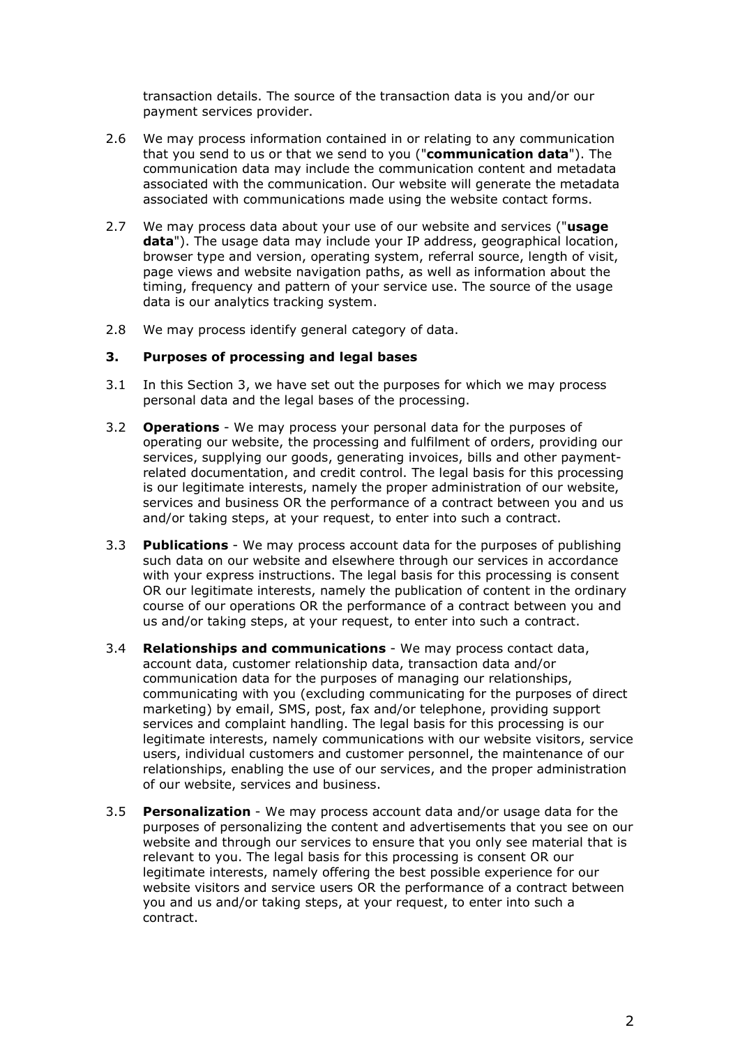transaction details. The source of the transaction data is you and/or our payment services provider.

2.6 We may process information contained in or relating to any communication that you send to us or that we send to you ("**communication data**"). The communication data may include the communication content and metadata associated with the communication. Our website will generate the metadata associated with communications made using the website contact forms.

2.7 We may process data about your use of our website and services ("**usage data**"). The usage data may include your IP address, geographical location, browser type and version, operating system, referral source, length of visit, page views and website navigation paths, as well as information about the timing, frequency and pattern of your service use. The source of the usage data is our analytics tracking system.

2.8 We may process identify general category of data.

### 3. Purposes of processing and legal bases

3.1 In this Section 3, we have set out the purposes for which we may process personal data and the legal bases of the processing.

3.2 **Operations** - We may process your personal data for the purposes of operating our website, the processing and fulfilment of orders, providing our services, supplying our goods, generating invoices, bills and other payment-related documentation, and credit control. The legal basis for this processing is our legitimate interests, namely the proper administration of our website, services and business OR the performance of a contract between you and us and/or taking steps, at your request, to enter into such a contract.

3.3 **Publications** - We may process account data for the purposes of publishing such data on our website and elsewhere through our services in accordance with your express instructions. The legal basis for this processing is consent OR our legitimate interests, namely the publication of content in the ordinary course of our operations OR the performance of a contract between you and us and/or taking steps, at your request, to enter into such a contract.

3.4 **Relationships and communications** - We may process contact data, account data, customer relationship data, transaction data and/or communication data for the purposes of managing our relationships, communicating with you (excluding communicating for the purposes of direct marketing) by email, SMS, post, fax and/or telephone, providing support services and complaint handling. The legal basis for this processing is our legitimate interests, namely communications with our website visitors, service users, individual customers and customer personnel, the maintenance of our relationships, enabling the use of our services, and the proper administration of our website, services and business.

3.5 **Personalization** - We may process account data and/or usage data for the purposes of personalizing the content and advertisements that you see on our website and through our services to ensure that you only see material that is relevant to you. The legal basis for this processing is consent OR our legitimate interests, namely offering the best possible experience for our website visitors and service users OR the performance of a contract between you and us and/or taking steps, at your request, to enter into such a contract.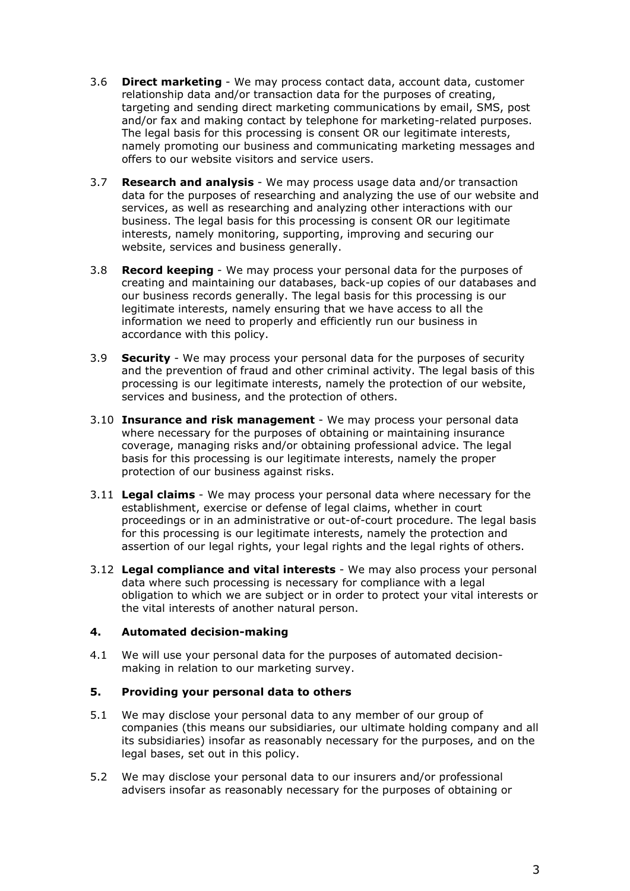3.6 **Direct marketing** - We may process contact data, account data, customer relationship data and/or transaction data for the purposes of creating, targeting and sending direct marketing communications by email, SMS, post and/or fax and making contact by telephone for marketing-related purposes. The legal basis for this processing is consent OR our legitimate interests, namely promoting our business and communicating marketing messages and offers to our website visitors and service users.

3.7 **Research and analysis** - We may process usage data and/or transaction data for the purposes of researching and analyzing the use of our website and services, as well as researching and analyzing other interactions with our business. The legal basis for this processing is consent OR our legitimate interests, namely monitoring, supporting, improving and securing our website, services and business generally.

3.8 **Record keeping** - We may process your personal data for the purposes of creating and maintaining our databases, back-up copies of our databases and our business records generally. The legal basis for this processing is our legitimate interests, namely ensuring that we have access to all the information we need to properly and efficiently run our business in accordance with this policy.

3.9 **Security** - We may process your personal data for the purposes of security and the prevention of fraud and other criminal activity. The legal basis of this processing is our legitimate interests, namely the protection of our website, services and business, and the protection of others.

3.10 **Insurance and risk management** - We may process your personal data where necessary for the purposes of obtaining or maintaining insurance coverage, managing risks and/or obtaining professional advice. The legal basis for this processing is our legitimate interests, namely the proper protection of our business against risks.

3.11 **Legal claims** - We may process your personal data where necessary for the establishment, exercise or defense of legal claims, whether in court proceedings or in an administrative or out-of-court procedure. The legal basis for this processing is our legitimate interests, namely the protection and assertion of our legal rights, your legal rights and the legal rights of others.

3.12 **Legal compliance and vital interests** - We may also process your personal data where such processing is necessary for compliance with a legal obligation to which we are subject or in order to protect your vital interests or the vital interests of another natural person.

## 4. Automated decision-making

4.1 We will use your personal data for the purposes of automated decision-making in relation to our marketing survey.

## 5. Providing your personal data to others

5.1 We may disclose your personal data to any member of our group of companies (this means our subsidiaries, our ultimate holding company and all its subsidiaries) insofar as reasonably necessary for the purposes, and on the legal bases, set out in this policy.

5.2 We may disclose your personal data to our insurers and/or professional advisers insofar as reasonably necessary for the purposes of obtaining or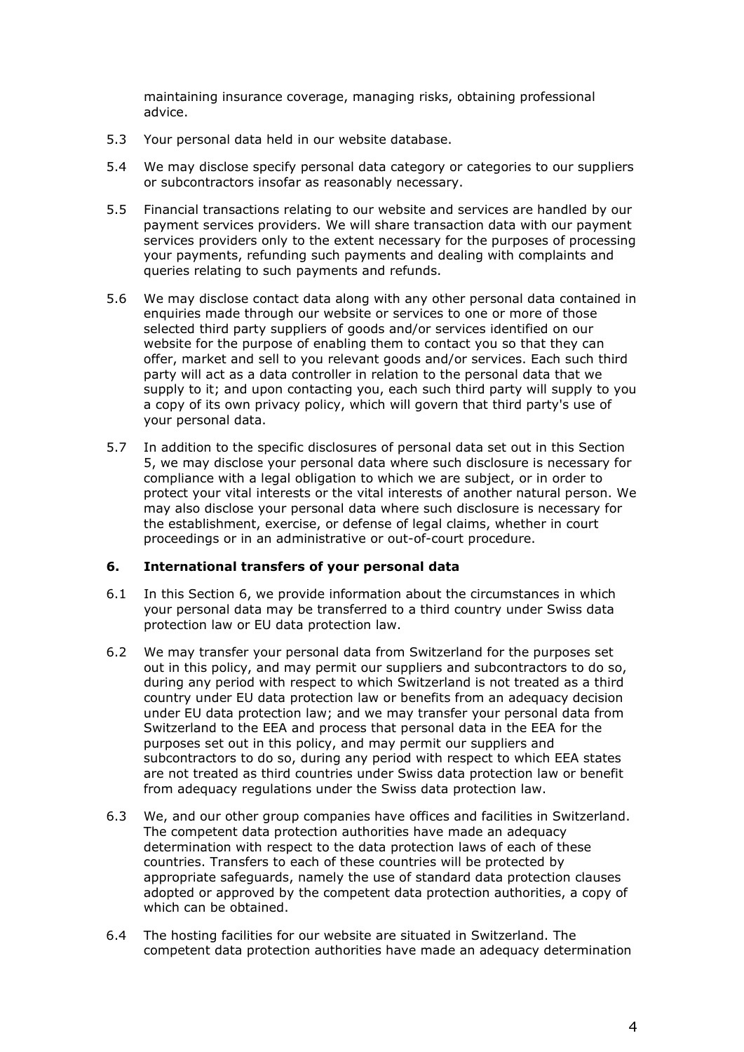maintaining insurance coverage, managing risks, obtaining professional advice.

5.3 Your personal data held in our website database.

5.4 We may disclose specify personal data category or categories to our suppliers or subcontractors insofar as reasonably necessary.

5.5 Financial transactions relating to our website and services are handled by our payment services providers. We will share transaction data with our payment services providers only to the extent necessary for the purposes of processing your payments, refunding such payments and dealing with complaints and queries relating to such payments and refunds.

5.6 We may disclose contact data along with any other personal data contained in enquiries made through our website or services to one or more of those selected third party suppliers of goods and/or services identified on our website for the purpose of enabling them to contact you so that they can offer, market and sell to you relevant goods and/or services. Each such third party will act as a data controller in relation to the personal data that we supply to it; and upon contacting you, each such third party will supply to you a copy of its own privacy policy, which will govern that third party's use of your personal data.

5.7 In addition to the specific disclosures of personal data set out in this Section 5, we may disclose your personal data where such disclosure is necessary for compliance with a legal obligation to which we are subject, or in order to protect your vital interests or the vital interests of another natural person. We may also disclose your personal data where such disclosure is necessary for the establishment, exercise, or defense of legal claims, whether in court proceedings or in an administrative or out-of-court procedure.

## 6. International transfers of your personal data

6.1 In this Section 6, we provide information about the circumstances in which your personal data may be transferred to a third country under Swiss data protection law or EU data protection law.

6.2 We may transfer your personal data from Switzerland for the purposes set out in this policy, and may permit our suppliers and subcontractors to do so, during any period with respect to which Switzerland is not treated as a third country under EU data protection law or benefits from an adequacy decision under EU data protection law; and we may transfer your personal data from Switzerland to the EEA and process that personal data in the EEA for the purposes set out in this policy, and may permit our suppliers and subcontractors to do so, during any period with respect to which EEA states are not treated as third countries under Swiss data protection law or benefit from adequacy regulations under the Swiss data protection law.

6.3 We, and our other group companies have offices and facilities in Switzerland. The competent data protection authorities have made an adequacy determination with respect to the data protection laws of each of these countries. Transfers to each of these countries will be protected by appropriate safeguards, namely the use of standard data protection clauses adopted or approved by the competent data protection authorities, a copy of which can be obtained.

6.4 The hosting facilities for our website are situated in Switzerland. The competent data protection authorities have made an adequacy determination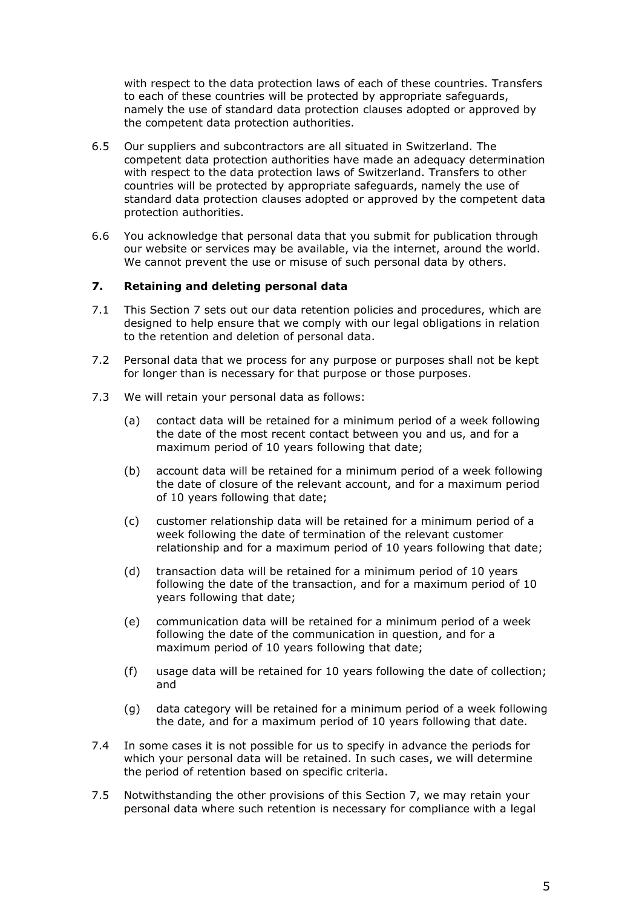with respect to the data protection laws of each of these countries. Transfers to each of these countries will be protected by appropriate safeguards, namely the use of standard data protection clauses adopted or approved by the competent data protection authorities.

6.5 Our suppliers and subcontractors are all situated in Switzerland. The competent data protection authorities have made an adequacy determination with respect to the data protection laws of Switzerland. Transfers to other countries will be protected by appropriate safeguards, namely the use of standard data protection clauses adopted or approved by the competent data protection authorities.

6.6 You acknowledge that personal data that you submit for publication through our website or services may be available, via the internet, around the world. We cannot prevent the use or misuse of such personal data by others.

## 7. Retaining and deleting personal data

7.1 This Section 7 sets out our data retention policies and procedures, which are designed to help ensure that we comply with our legal obligations in relation to the retention and deletion of personal data.

7.2 Personal data that we process for any purpose or purposes shall not be kept for longer than is necessary for that purpose or those purposes.

7.3 We will retain your personal data as follows:

(a) contact data will be retained for a minimum period of a week following the date of the most recent contact between you and us, and for a maximum period of 10 years following that date;

(b) account data will be retained for a minimum period of a week following the date of closure of the relevant account, and for a maximum period of 10 years following that date;

(c) customer relationship data will be retained for a minimum period of a week following the date of termination of the relevant customer relationship and for a maximum period of 10 years following that date;

(d) transaction data will be retained for a minimum period of 10 years following the date of the transaction, and for a maximum period of 10 years following that date;

(e) communication data will be retained for a minimum period of a week following the date of the communication in question, and for a maximum period of 10 years following that date;

(f) usage data will be retained for 10 years following the date of collection; and

(g) data category will be retained for a minimum period of a week following the date, and for a maximum period of 10 years following that date.

7.4 In some cases it is not possible for us to specify in advance the periods for which your personal data will be retained. In such cases, we will determine the period of retention based on specific criteria.

7.5 Notwithstanding the other provisions of this Section 7, we may retain your personal data where such retention is necessary for compliance with a legal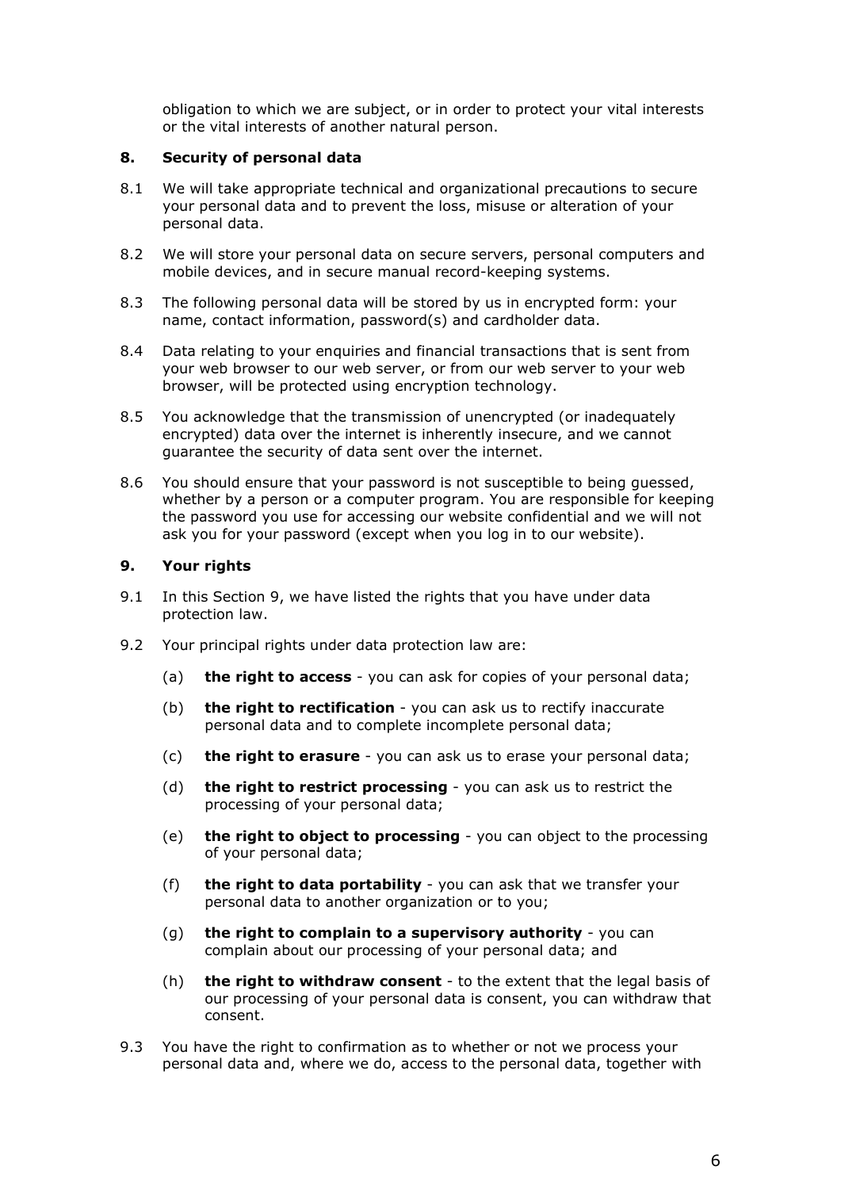obligation to which we are subject, or in order to protect your vital interests or the vital interests of another natural person.

## 8. Security of personal data

8.1 We will take appropriate technical and organizational precautions to secure your personal data and to prevent the loss, misuse or alteration of your personal data.

8.2 We will store your personal data on secure servers, personal computers and mobile devices, and in secure manual record-keeping systems.

8.3 The following personal data will be stored by us in encrypted form: your name, contact information, password(s) and cardholder data.

8.4 Data relating to your enquiries and financial transactions that is sent from your web browser to our web server, or from our web server to your web browser, will be protected using encryption technology.

8.5 You acknowledge that the transmission of unencrypted (or inadequately encrypted) data over the internet is inherently insecure, and we cannot guarantee the security of data sent over the internet.

8.6 You should ensure that your password is not susceptible to being guessed, whether by a person or a computer program. You are responsible for keeping the password you use for accessing our website confidential and we will not ask you for your password (except when you log in to our website).

## 9. Your rights

9.1 In this Section 9, we have listed the rights that you have under data protection law.

9.2 Your principal rights under data protection law are:

(a) **the right to access** - you can ask for copies of your personal data;

(b) **the right to rectification** - you can ask us to rectify inaccurate personal data and to complete incomplete personal data;

(c) **the right to erasure** - you can ask us to erase your personal data;

(d) **the right to restrict processing** - you can ask us to restrict the processing of your personal data;

(e) **the right to object to processing** - you can object to the processing of your personal data;

(f) **the right to data portability** - you can ask that we transfer your personal data to another organization or to you;

(g) **the right to complain to a supervisory authority** - you can complain about our processing of your personal data; and

(h) **the right to withdraw consent** - to the extent that the legal basis of our processing of your personal data is consent, you can withdraw that consent.

9.3 You have the right to confirmation as to whether or not we process your personal data and, where we do, access to the personal data, together with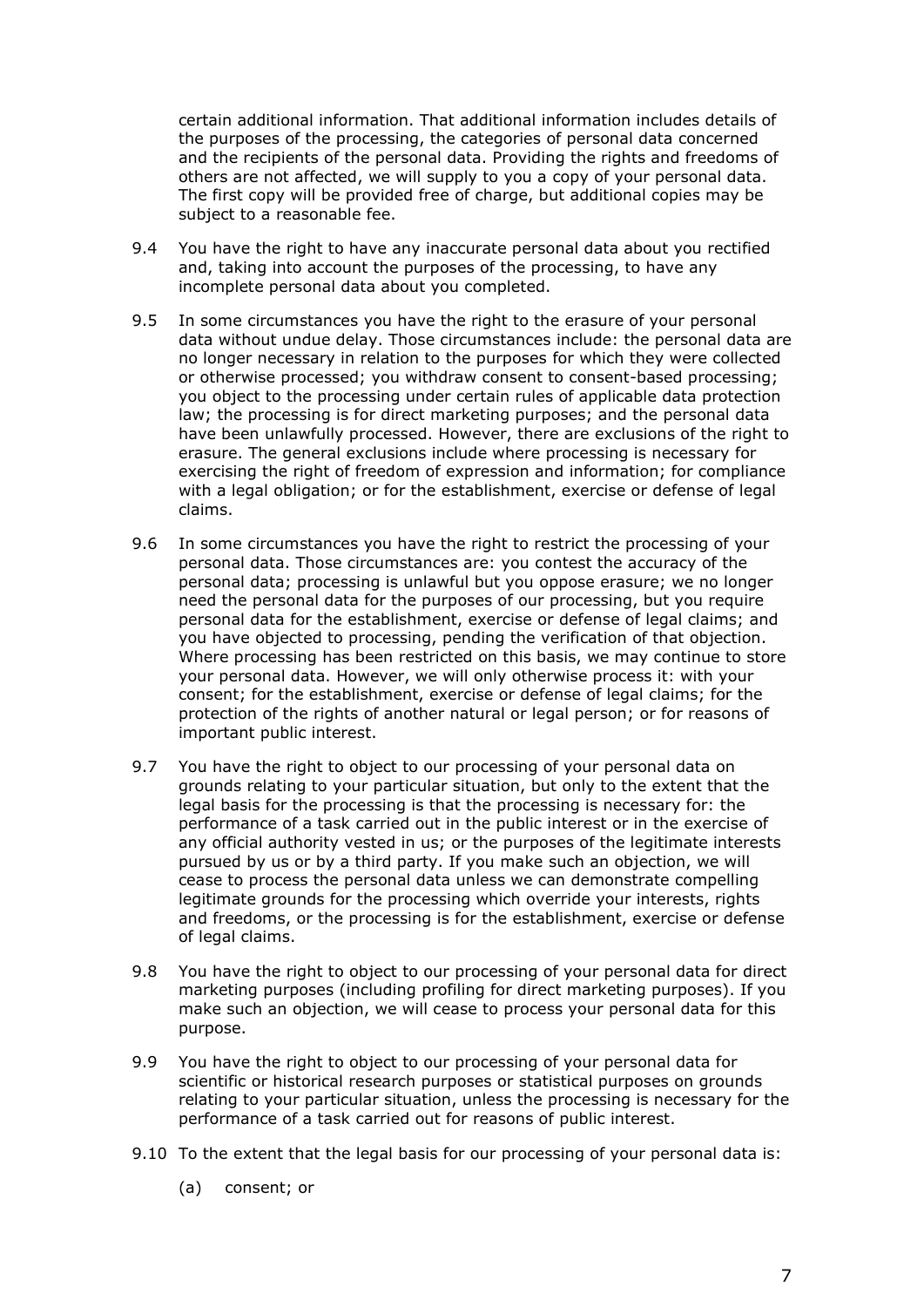certain additional information. That additional information includes details of the purposes of the processing, the categories of personal data concerned and the recipients of the personal data. Providing the rights and freedoms of others are not affected, we will supply to you a copy of your personal data. The first copy will be provided free of charge, but additional copies may be subject to a reasonable fee.

9.4 You have the right to have any inaccurate personal data about you rectified and, taking into account the purposes of the processing, to have any incomplete personal data about you completed.

9.5 In some circumstances you have the right to the erasure of your personal data without undue delay. Those circumstances include: the personal data are no longer necessary in relation to the purposes for which they were collected or otherwise processed; you withdraw consent to consent-based processing; you object to the processing under certain rules of applicable data protection law; the processing is for direct marketing purposes; and the personal data have been unlawfully processed. However, there are exclusions of the right to erasure. The general exclusions include where processing is necessary for exercising the right of freedom of expression and information; for compliance with a legal obligation; or for the establishment, exercise or defense of legal claims.

9.6 In some circumstances you have the right to restrict the processing of your personal data. Those circumstances are: you contest the accuracy of the personal data; processing is unlawful but you oppose erasure; we no longer need the personal data for the purposes of our processing, but you require personal data for the establishment, exercise or defense of legal claims; and you have objected to processing, pending the verification of that objection. Where processing has been restricted on this basis, we may continue to store your personal data. However, we will only otherwise process it: with your consent; for the establishment, exercise or defense of legal claims; for the protection of the rights of another natural or legal person; or for reasons of important public interest.

9.7 You have the right to object to our processing of your personal data on grounds relating to your particular situation, but only to the extent that the legal basis for the processing is that the processing is necessary for: the performance of a task carried out in the public interest or in the exercise of any official authority vested in us; or the purposes of the legitimate interests pursued by us or by a third party. If you make such an objection, we will cease to process the personal data unless we can demonstrate compelling legitimate grounds for the processing which override your interests, rights and freedoms, or the processing is for the establishment, exercise or defense of legal claims.

9.8 You have the right to object to our processing of your personal data for direct marketing purposes (including profiling for direct marketing purposes). If you make such an objection, we will cease to process your personal data for this purpose.

9.9 You have the right to object to our processing of your personal data for scientific or historical research purposes or statistical purposes on grounds relating to your particular situation, unless the processing is necessary for the performance of a task carried out for reasons of public interest.

9.10 To the extent that the legal basis for our processing of your personal data is:

(a) consent; or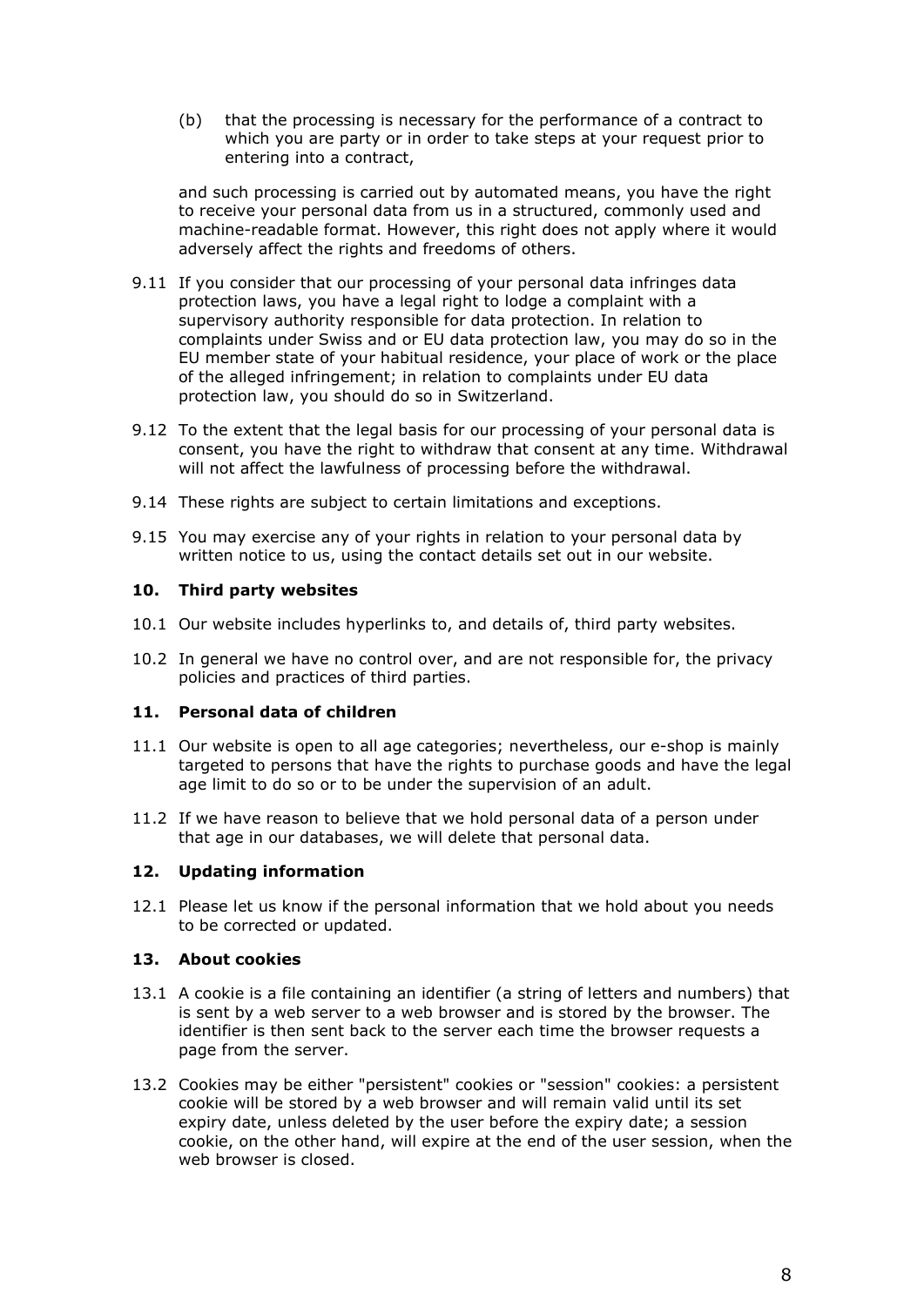(b) that the processing is necessary for the performance of a contract to which you are party or in order to take steps at your request prior to entering into a contract,

and such processing is carried out by automated means, you have the right to receive your personal data from us in a structured, commonly used and machine-readable format. However, this right does not apply where it would adversely affect the rights and freedoms of others.

9.11 If you consider that our processing of your personal data infringes data protection laws, you have a legal right to lodge a complaint with a supervisory authority responsible for data protection. In relation to complaints under Swiss and or EU data protection law, you may do so in the EU member state of your habitual residence, your place of work or the place of the alleged infringement; in relation to complaints under EU data protection law, you should do so in Switzerland.

9.12 To the extent that the legal basis for our processing of your personal data is consent, you have the right to withdraw that consent at any time. Withdrawal will not affect the lawfulness of processing before the withdrawal.

9.14 These rights are subject to certain limitations and exceptions.

9.15 You may exercise any of your rights in relation to your personal data by written notice to us, using the contact details set out in our website.

## 10. Third party websites

10.1 Our website includes hyperlinks to, and details of, third party websites.

10.2 In general we have no control over, and are not responsible for, the privacy policies and practices of third parties.

## 11. Personal data of children

11.1 Our website is open to all age categories; nevertheless, our e-shop is mainly targeted to persons that have the rights to purchase goods and have the legal age limit to do so or to be under the supervision of an adult.

11.2 If we have reason to believe that we hold personal data of a person under that age in our databases, we will delete that personal data.

## 12. Updating information

12.1 Please let us know if the personal information that we hold about you needs to be corrected or updated.

## 13. About cookies

13.1 A cookie is a file containing an identifier (a string of letters and numbers) that is sent by a web server to a web browser and is stored by the browser. The identifier is then sent back to the server each time the browser requests a page from the server.

13.2 Cookies may be either "persistent" cookies or "session" cookies: a persistent cookie will be stored by a web browser and will remain valid until its set expiry date, unless deleted by the user before the expiry date; a session cookie, on the other hand, will expire at the end of the user session, when the web browser is closed.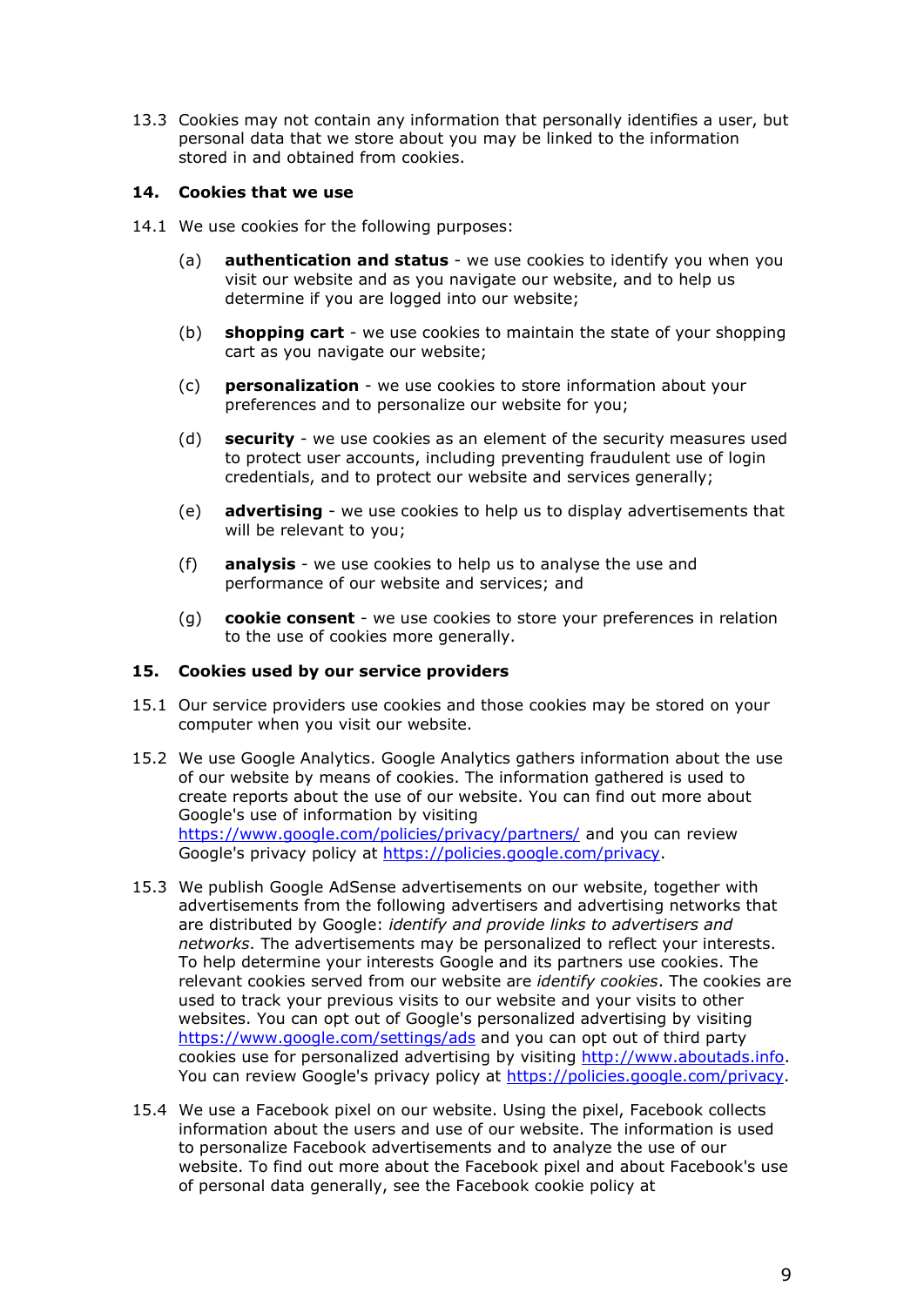13.3 Cookies may not contain any information that personally identifies a user, but personal data that we store about you may be linked to the information stored in and obtained from cookies.

## 14. Cookies that we use

14.1 We use cookies for the following purposes:

(a) **authentication and status** - we use cookies to identify you when you visit our website and as you navigate our website, and to help us determine if you are logged into our website;

(b) **shopping cart** - we use cookies to maintain the state of your shopping cart as you navigate our website;

(c) **personalization** - we use cookies to store information about your preferences and to personalize our website for you;

(d) **security** - we use cookies as an element of the security measures used to protect user accounts, including preventing fraudulent use of login credentials, and to protect our website and services generally;

(e) **advertising** - we use cookies to help us to display advertisements that will be relevant to you;

(f) **analysis** - we use cookies to help us to analyse the use and performance of our website and services; and

(g) **cookie consent** - we use cookies to store your preferences in relation to the use of cookies more generally.

## 15. Cookies used by our service providers

15.1 Our service providers use cookies and those cookies may be stored on your computer when you visit our website.

15.2 We use Google Analytics. Google Analytics gathers information about the use of our website by means of cookies. The information gathered is used to create reports about the use of our website. You can find out more about Google's use of information by visiting [https://www.google.com/policies/privacy/partners/](https://www.google.com/policies/privacy/partners/) and you can review Google's privacy policy at [https://policies.google.com/privacy](https://policies.google.com/privacy).

15.3 We publish Google AdSense advertisements on our website, together with advertisements from the following advertisers and advertising networks that are distributed by Google: *identify and provide links to advertisers and networks*. The advertisements may be personalized to reflect your interests. To help determine your interests Google and its partners use cookies. The relevant cookies served from our website are *identify cookies*. The cookies are used to track your previous visits to our website and your visits to other websites. You can opt out of Google's personalized advertising by visiting [https://www.google.com/settings/ads](https://www.google.com/settings/ads) and you can opt out of third party cookies use for personalized advertising by visiting [http://www.aboutads.info](http://www.aboutads.info). You can review Google's privacy policy at [https://policies.google.com/privacy](https://policies.google.com/privacy).

15.4 We use a Facebook pixel on our website. Using the pixel, Facebook collects information about the users and use of our website. The information is used to personalize Facebook advertisements and to analyze the use of our website. To find out more about the Facebook pixel and about Facebook's use of personal data generally, see the Facebook cookie policy at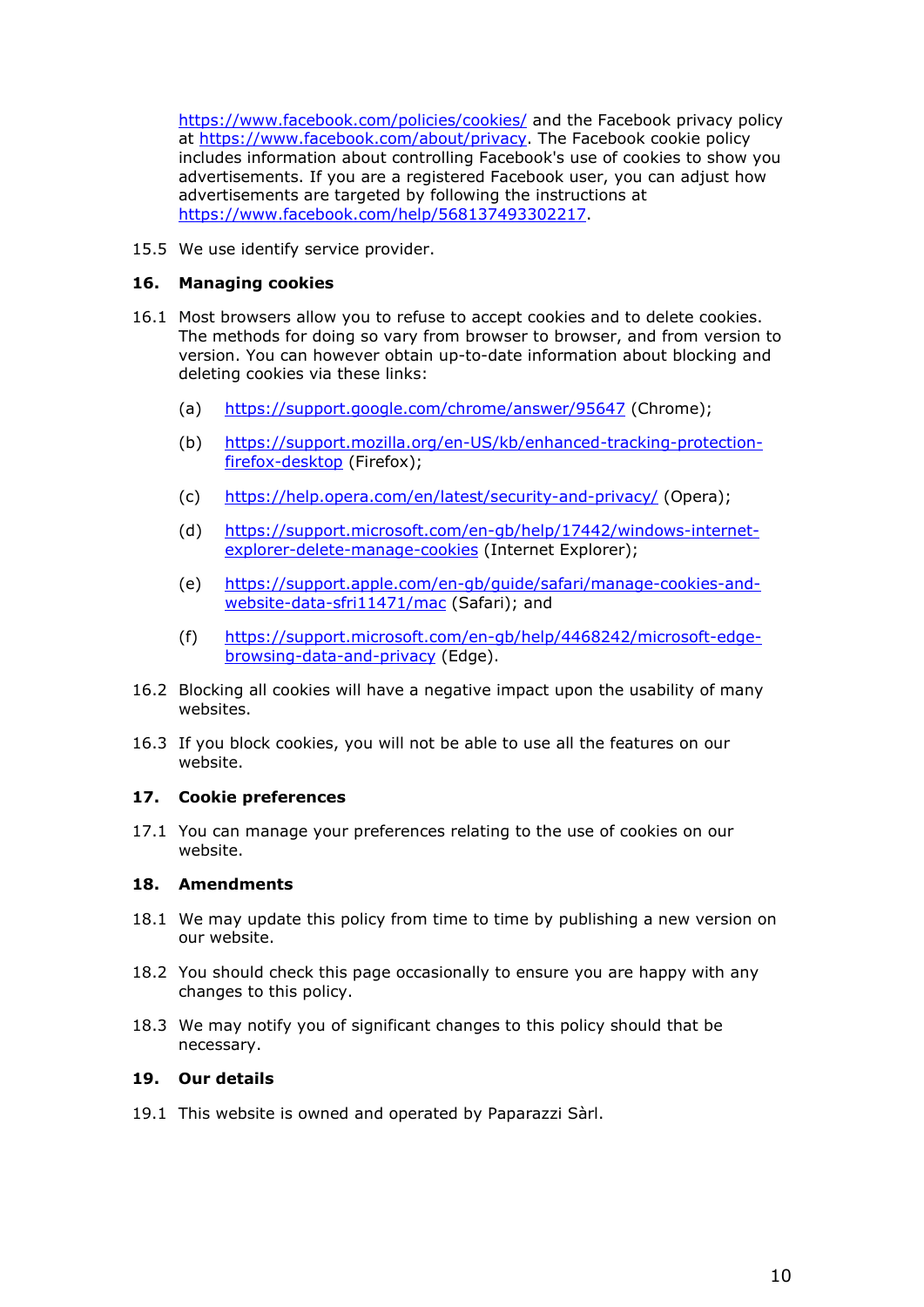https://www.facebook.com/policies/cookies/ and the Facebook privacy policy at https://www.facebook.com/about/privacy. The Facebook cookie policy includes information about controlling Facebook's use of cookies to show you advertisements. If you are a registered Facebook user, you can adjust how advertisements are targeted by following the instructions at https://www.facebook.com/help/568137493302217.

15.5 We use identify service provider.

## 16. Managing cookies

16.1 Most browsers allow you to refuse to accept cookies and to delete cookies. The methods for doing so vary from browser to browser, and from version to version. You can however obtain up-to-date information about blocking and deleting cookies via these links:

(a) https://support.google.com/chrome/answer/95647 (Chrome);

(b) https://support.mozilla.org/en-US/kb/enhanced-tracking-protection-firefox-desktop (Firefox);

(c) https://help.opera.com/en/latest/security-and-privacy/ (Opera);

(d) https://support.microsoft.com/en-gb/help/17442/windows-internet-explorer-delete-manage-cookies (Internet Explorer);

(e) https://support.apple.com/en-gb/guide/safari/manage-cookies-and-website-data-sfri11471/mac (Safari); and

(f) https://support.microsoft.com/en-gb/help/4468242/microsoft-edge-browsing-data-and-privacy (Edge).

16.2 Blocking all cookies will have a negative impact upon the usability of many websites.

16.3 If you block cookies, you will not be able to use all the features on our website.

## 17. Cookie preferences

17.1 You can manage your preferences relating to the use of cookies on our website.

## 18. Amendments

18.1 We may update this policy from time to time by publishing a new version on our website.

18.2 You should check this page occasionally to ensure you are happy with any changes to this policy.

18.3 We may notify you of significant changes to this policy should that be necessary.

## 19. Our details

19.1 This website is owned and operated by Paparazzi Sàrl.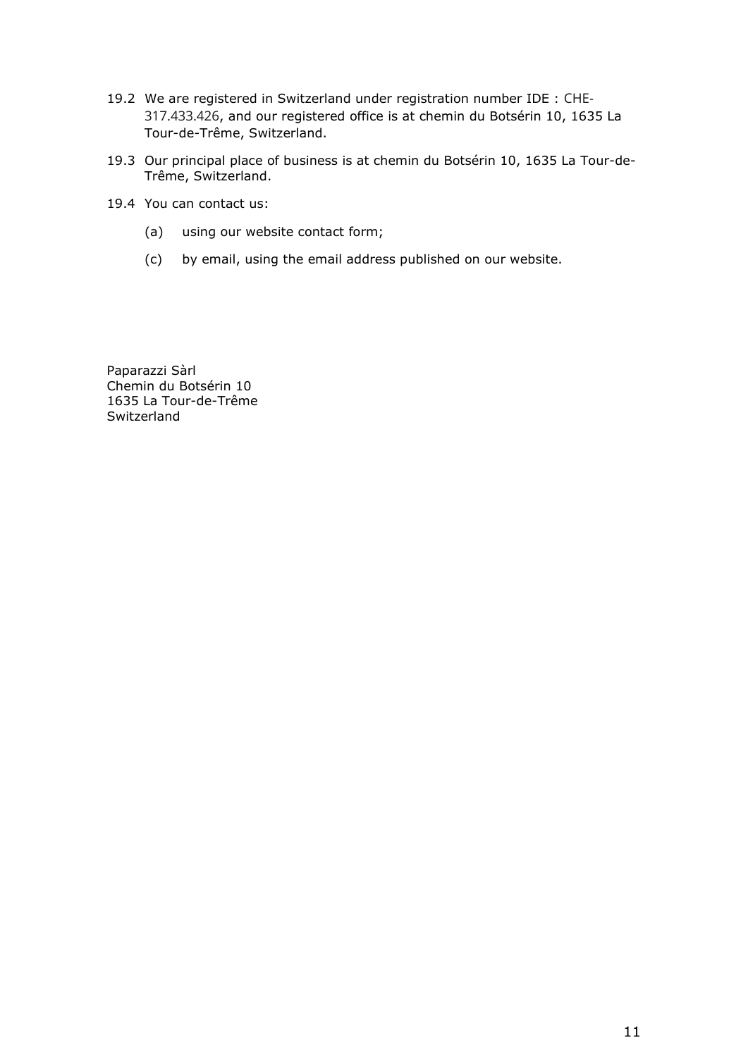19.2 We are registered in Switzerland under registration number IDE : CHE-317.433.426, and our registered office is at chemin du Botsérin 10, 1635 La Tour-de-Trême, Switzerland.

19.3 Our principal place of business is at chemin du Botsérin 10, 1635 La Tour-de-Trême, Switzerland.

19.4 You can contact us:

(a) using our website contact form;

(c) by email, using the email address published on our website.

Paparazzi Sàrl  
Chemin du Botsérin 10  
1635 La Tour-de-Trême  
Switzerland